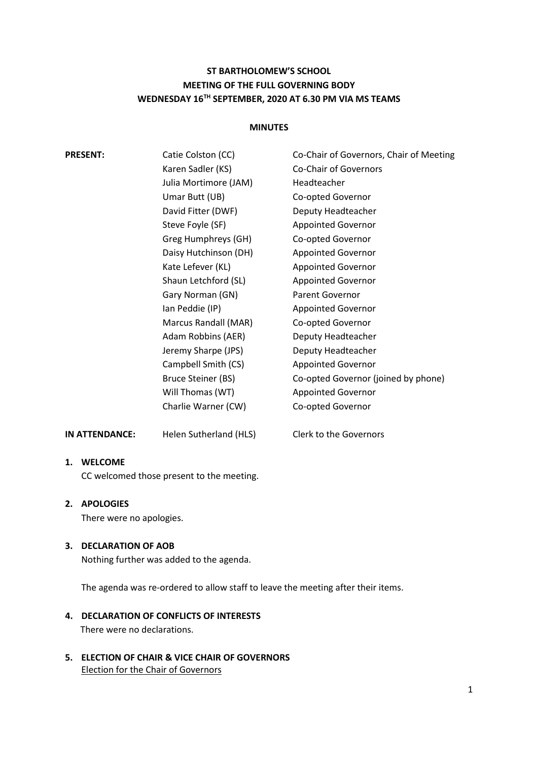# ST BARTHOLOMEW'S SCHOOL
# MEETING OF THE FULL GOVERNING BODY
# WEDNESDAY 16TH SEPTEMBER, 2020 AT 6.30 PM VIA MS TEAMS

## MINUTES

| | | |
|---|---|---|
| **PRESENT:** | Catie Colston (CC) | Co-Chair of Governors, Chair of Meeting |
| | Karen Sadler (KS) | Co-Chair of Governors |
| | Julia Mortimore (JAM) | Headteacher |
| | Umar Butt (UB) | Co-opted Governor |
| | David Fitter (DWF) | Deputy Headteacher |
| | Steve Foyle (SF) | Appointed Governor |
| | Greg Humphreys (GH) | Co-opted Governor |
| | Daisy Hutchinson (DH) | Appointed Governor |
| | Kate Lefever (KL) | Appointed Governor |
| | Shaun Letchford (SL) | Appointed Governor |
| | Gary Norman (GN) | Parent Governor |
| | Ian Peddie (IP) | Appointed Governor |
| | Marcus Randall (MAR) | Co-opted Governor |
| | Adam Robbins (AER) | Deputy Headteacher |
| | Jeremy Sharpe (JPS) | Deputy Headteacher |
| | Campbell Smith (CS) | Appointed Governor |
| | Bruce Steiner (BS) | Co-opted Governor (joined by phone) |
| | Will Thomas (WT) | Appointed Governor |
| | Charlie Warner (CW) | Co-opted Governor |
| **IN ATTENDANCE:** | Helen Sutherland (HLS) | Clerk to the Governors |

1. **WELCOME**

   CC welcomed those present to the meeting.

2. **APOLOGIES**

   There were no apologies.

3. **DECLARATION OF AOB**

   Nothing further was added to the agenda.

   The agenda was re-ordered to allow staff to leave the meeting after their items.

4. **DECLARATION OF CONFLICTS OF INTERESTS**

   There were no declarations.

5. **ELECTION OF CHAIR & VICE CHAIR OF GOVERNORS**

   Election for the Chair of Governors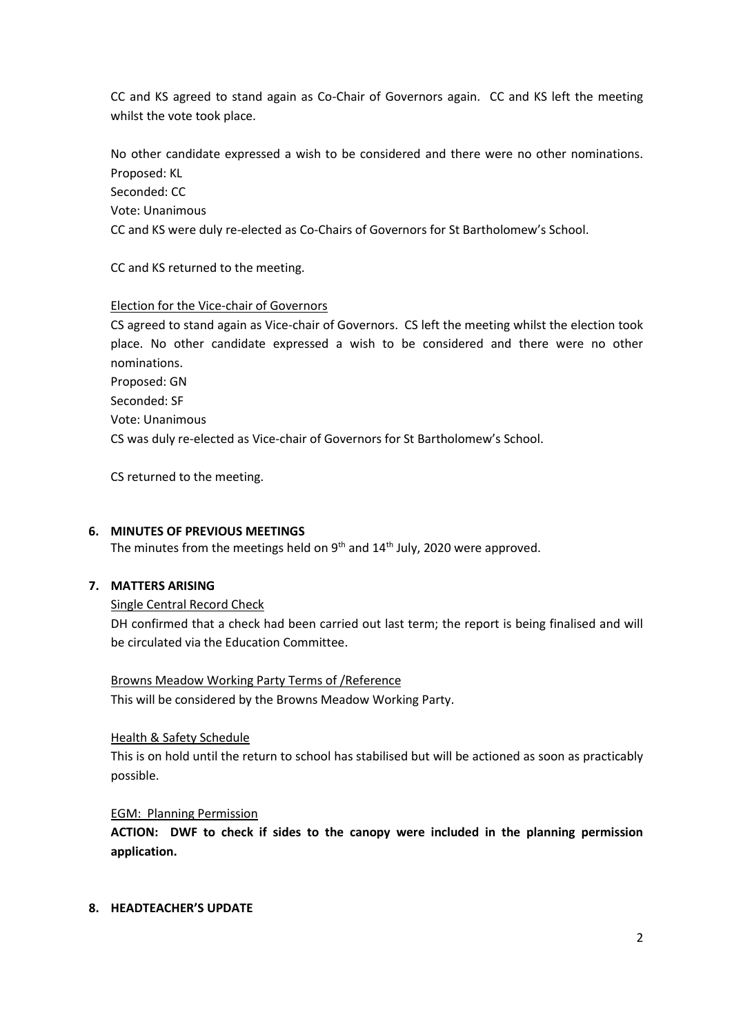CC and KS agreed to stand again as Co-Chair of Governors again. CC and KS left the meeting whilst the vote took place.

No other candidate expressed a wish to be considered and there were no other nominations.
Proposed: KL
Seconded: CC
Vote: Unanimous
CC and KS were duly re-elected as Co-Chairs of Governors for St Bartholomew's School.

CC and KS returned to the meeting.

<u>Election for the Vice-chair of Governors</u>

CS agreed to stand again as Vice-chair of Governors. CS left the meeting whilst the election took place. No other candidate expressed a wish to be considered and there were no other nominations.
Proposed: GN
Seconded: SF
Vote: Unanimous
CS was duly re-elected as Vice-chair of Governors for St Bartholomew's School.

CS returned to the meeting.

## 6. MINUTES OF PREVIOUS MEETINGS

The minutes from the meetings held on 9th and 14th July, 2020 were approved.

## 7. MATTERS ARISING

<u>Single Central Record Check</u>

DH confirmed that a check had been carried out last term; the report is being finalised and will be circulated via the Education Committee.

<u>Browns Meadow Working Party Terms of /Reference</u>

This will be considered by the Browns Meadow Working Party.

<u>Health & Safety Schedule</u>

This is on hold until the return to school has stabilised but will be actioned as soon as practicably possible.

<u>EGM: Planning Permission</u>

**ACTION: DWF to check if sides to the canopy were included in the planning permission application.**

## 8. HEADTEACHER'S UPDATE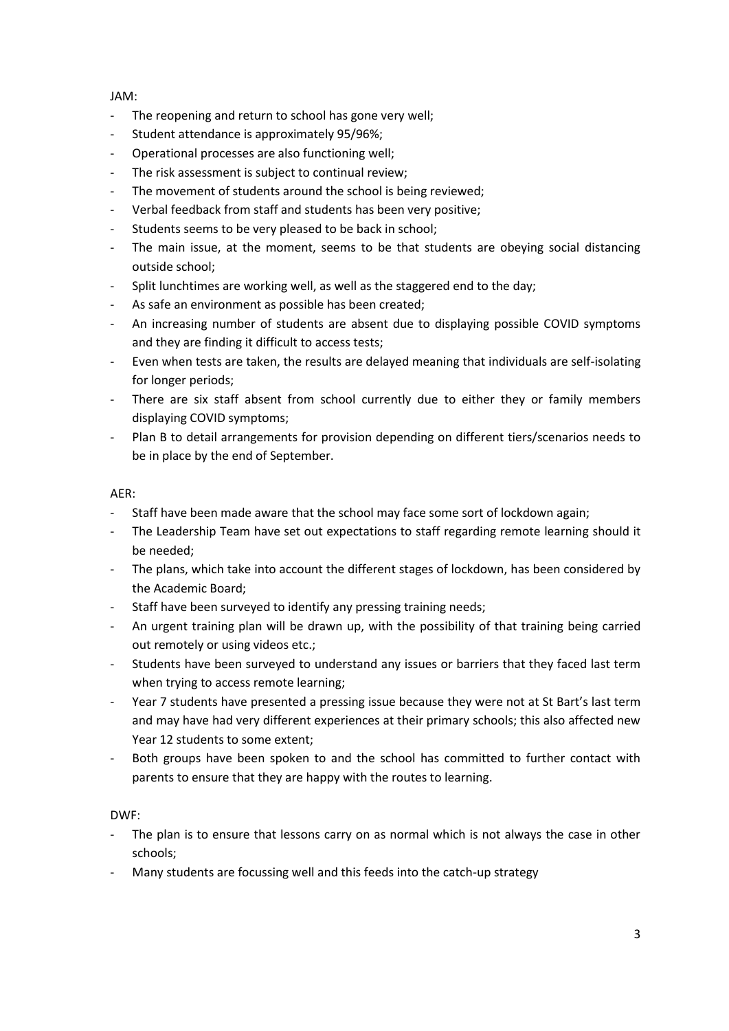JAM:

- The reopening and return to school has gone very well;
- Student attendance is approximately 95/96%;
- Operational processes are also functioning well;
- The risk assessment is subject to continual review;
- The movement of students around the school is being reviewed;
- Verbal feedback from staff and students has been very positive;
- Students seems to be very pleased to be back in school;
- The main issue, at the moment, seems to be that students are obeying social distancing outside school;
- Split lunchtimes are working well, as well as the staggered end to the day;
- As safe an environment as possible has been created;
- An increasing number of students are absent due to displaying possible COVID symptoms and they are finding it difficult to access tests;
- Even when tests are taken, the results are delayed meaning that individuals are self-isolating for longer periods;
- There are six staff absent from school currently due to either they or family members displaying COVID symptoms;
- Plan B to detail arrangements for provision depending on different tiers/scenarios needs to be in place by the end of September.

AER:

- Staff have been made aware that the school may face some sort of lockdown again;
- The Leadership Team have set out expectations to staff regarding remote learning should it be needed;
- The plans, which take into account the different stages of lockdown, has been considered by the Academic Board;
- Staff have been surveyed to identify any pressing training needs;
- An urgent training plan will be drawn up, with the possibility of that training being carried out remotely or using videos etc.;
- Students have been surveyed to understand any issues or barriers that they faced last term when trying to access remote learning;
- Year 7 students have presented a pressing issue because they were not at St Bart's last term and may have had very different experiences at their primary schools; this also affected new Year 12 students to some extent;
- Both groups have been spoken to and the school has committed to further contact with parents to ensure that they are happy with the routes to learning.

DWF:

- The plan is to ensure that lessons carry on as normal which is not always the case in other schools;
- Many students are focussing well and this feeds into the catch-up strategy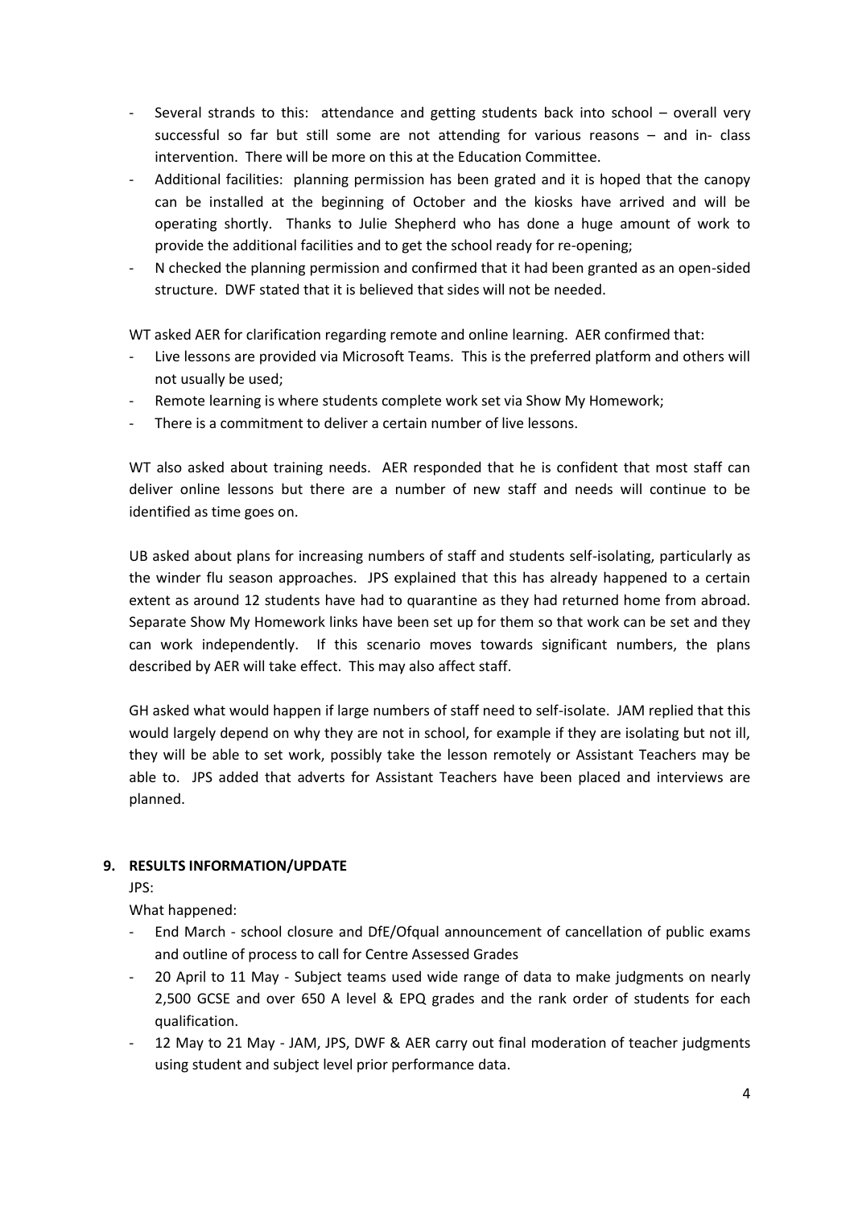- Several strands to this: attendance and getting students back into school – overall very successful so far but still some are not attending for various reasons – and in- class intervention. There will be more on this at the Education Committee.
- Additional facilities: planning permission has been grated and it is hoped that the canopy can be installed at the beginning of October and the kiosks have arrived and will be operating shortly. Thanks to Julie Shepherd who has done a huge amount of work to provide the additional facilities and to get the school ready for re-opening;
- N checked the planning permission and confirmed that it had been granted as an open-sided structure. DWF stated that it is believed that sides will not be needed.

WT asked AER for clarification regarding remote and online learning. AER confirmed that:

- Live lessons are provided via Microsoft Teams. This is the preferred platform and others will not usually be used;
- Remote learning is where students complete work set via Show My Homework;
- There is a commitment to deliver a certain number of live lessons.

WT also asked about training needs. AER responded that he is confident that most staff can deliver online lessons but there are a number of new staff and needs will continue to be identified as time goes on.

UB asked about plans for increasing numbers of staff and students self-isolating, particularly as the winder flu season approaches. JPS explained that this has already happened to a certain extent as around 12 students have had to quarantine as they had returned home from abroad. Separate Show My Homework links have been set up for them so that work can be set and they can work independently. If this scenario moves towards significant numbers, the plans described by AER will take effect. This may also affect staff.

GH asked what would happen if large numbers of staff need to self-isolate. JAM replied that this would largely depend on why they are not in school, for example if they are isolating but not ill, they will be able to set work, possibly take the lesson remotely or Assistant Teachers may be able to. JPS added that adverts for Assistant Teachers have been placed and interviews are planned.

**9. RESULTS INFORMATION/UPDATE**

JPS:

What happened:

- End March - school closure and DfE/Ofqual announcement of cancellation of public exams and outline of process to call for Centre Assessed Grades
- 20 April to 11 May - Subject teams used wide range of data to make judgments on nearly 2,500 GCSE and over 650 A level & EPQ grades and the rank order of students for each qualification.
- 12 May to 21 May - JAM, JPS, DWF & AER carry out final moderation of teacher judgments using student and subject level prior performance data.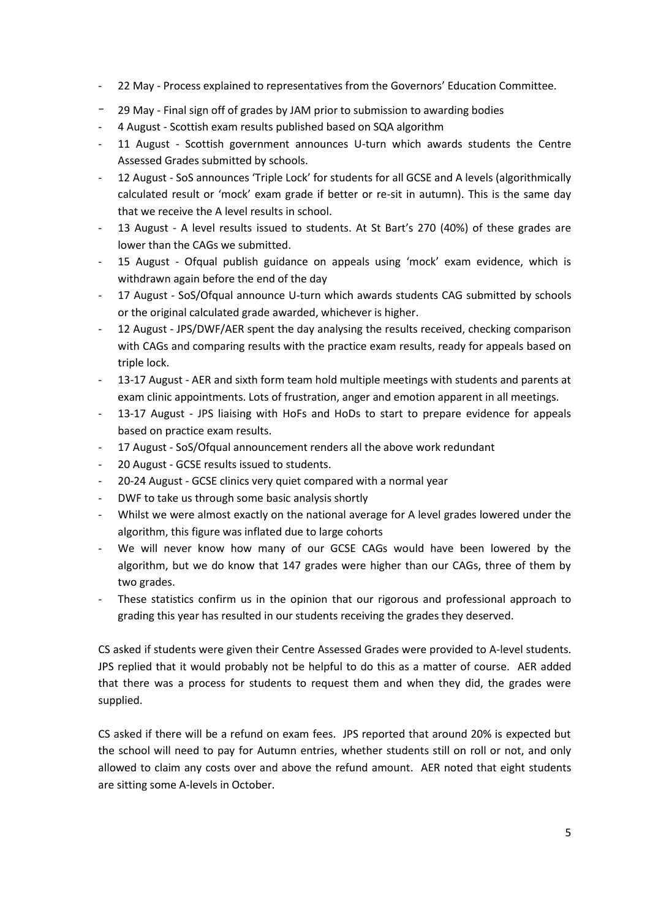- 22 May - Process explained to representatives from the Governors' Education Committee.
- 29 May - Final sign off of grades by JAM prior to submission to awarding bodies
- 4 August - Scottish exam results published based on SQA algorithm
- 11 August - Scottish government announces U-turn which awards students the Centre Assessed Grades submitted by schools.
- 12 August - SoS announces 'Triple Lock' for students for all GCSE and A levels (algorithmically calculated result or 'mock' exam grade if better or re-sit in autumn). This is the same day that we receive the A level results in school.
- 13 August - A level results issued to students. At St Bart's 270 (40%) of these grades are lower than the CAGs we submitted.
- 15 August - Ofqual publish guidance on appeals using 'mock' exam evidence, which is withdrawn again before the end of the day
- 17 August - SoS/Ofqual announce U-turn which awards students CAG submitted by schools or the original calculated grade awarded, whichever is higher.
- 12 August - JPS/DWF/AER spent the day analysing the results received, checking comparison with CAGs and comparing results with the practice exam results, ready for appeals based on triple lock.
- 13-17 August - AER and sixth form team hold multiple meetings with students and parents at exam clinic appointments. Lots of frustration, anger and emotion apparent in all meetings.
- 13-17 August - JPS liaising with HoFs and HoDs to start to prepare evidence for appeals based on practice exam results.
- 17 August - SoS/Ofqual announcement renders all the above work redundant
- 20 August - GCSE results issued to students.
- 20-24 August - GCSE clinics very quiet compared with a normal year
- DWF to take us through some basic analysis shortly
- Whilst we were almost exactly on the national average for A level grades lowered under the algorithm, this figure was inflated due to large cohorts
- We will never know how many of our GCSE CAGs would have been lowered by the algorithm, but we do know that 147 grades were higher than our CAGs, three of them by two grades.
- These statistics confirm us in the opinion that our rigorous and professional approach to grading this year has resulted in our students receiving the grades they deserved.

CS asked if students were given their Centre Assessed Grades were provided to A-level students. JPS replied that it would probably not be helpful to do this as a matter of course. AER added that there was a process for students to request them and when they did, the grades were supplied.

CS asked if there will be a refund on exam fees. JPS reported that around 20% is expected but the school will need to pay for Autumn entries, whether students still on roll or not, and only allowed to claim any costs over and above the refund amount. AER noted that eight students are sitting some A-levels in October.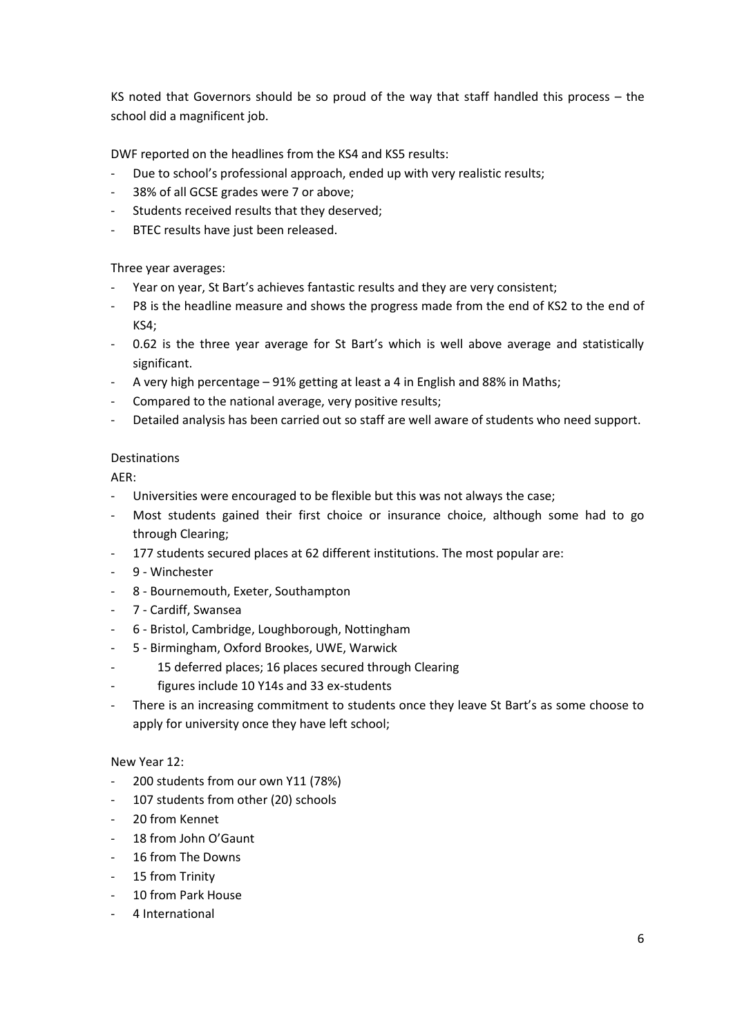KS noted that Governors should be so proud of the way that staff handled this process – the school did a magnificent job.

DWF reported on the headlines from the KS4 and KS5 results:

- Due to school's professional approach, ended up with very realistic results;
- 38% of all GCSE grades were 7 or above;
- Students received results that they deserved;
- BTEC results have just been released.

Three year averages:

- Year on year, St Bart's achieves fantastic results and they are very consistent;
- P8 is the headline measure and shows the progress made from the end of KS2 to the end of KS4;
- 0.62 is the three year average for St Bart's which is well above average and statistically significant.
- A very high percentage – 91% getting at least a 4 in English and 88% in Maths;
- Compared to the national average, very positive results;
- Detailed analysis has been carried out so staff are well aware of students who need support.

Destinations

AER:

- Universities were encouraged to be flexible but this was not always the case;
- Most students gained their first choice or insurance choice, although some had to go through Clearing;
- 177 students secured places at 62 different institutions. The most popular are:
- 9 - Winchester
- 8 - Bournemouth, Exeter, Southampton
- 7 - Cardiff, Swansea
- 6 - Bristol, Cambridge, Loughborough, Nottingham
- 5 - Birmingham, Oxford Brookes, UWE, Warwick
- 15 deferred places; 16 places secured through Clearing
- figures include 10 Y14s and 33 ex-students
- There is an increasing commitment to students once they leave St Bart's as some choose to apply for university once they have left school;

New Year 12:

- 200 students from our own Y11 (78%)
- 107 students from other (20) schools
- 20 from Kennet
- 18 from John O'Gaunt
- 16 from The Downs
- 15 from Trinity
- 10 from Park House
- 4 International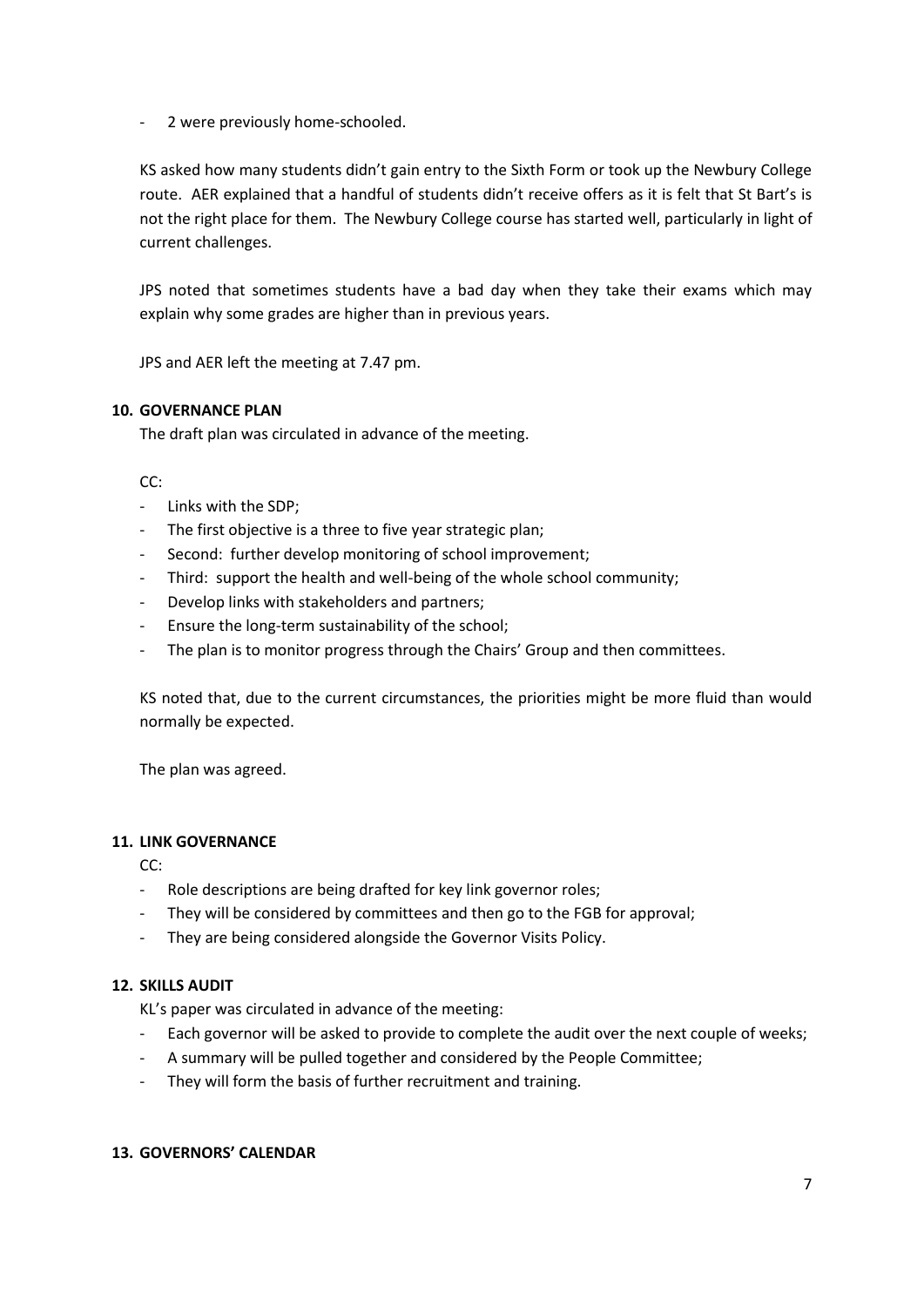- 2 were previously home-schooled.

KS asked how many students didn't gain entry to the Sixth Form or took up the Newbury College route. AER explained that a handful of students didn't receive offers as it is felt that St Bart's is not the right place for them. The Newbury College course has started well, particularly in light of current challenges.

JPS noted that sometimes students have a bad day when they take their exams which may explain why some grades are higher than in previous years.

JPS and AER left the meeting at 7.47 pm.

**10. GOVERNANCE PLAN**

The draft plan was circulated in advance of the meeting.

CC:

- Links with the SDP;
- The first objective is a three to five year strategic plan;
- Second: further develop monitoring of school improvement;
- Third: support the health and well-being of the whole school community;
- Develop links with stakeholders and partners;
- Ensure the long-term sustainability of the school;
- The plan is to monitor progress through the Chairs' Group and then committees.

KS noted that, due to the current circumstances, the priorities might be more fluid than would normally be expected.

The plan was agreed.

**11. LINK GOVERNANCE**

CC:

- Role descriptions are being drafted for key link governor roles;
- They will be considered by committees and then go to the FGB for approval;
- They are being considered alongside the Governor Visits Policy.

**12. SKILLS AUDIT**

KL's paper was circulated in advance of the meeting:

- Each governor will be asked to provide to complete the audit over the next couple of weeks;
- A summary will be pulled together and considered by the People Committee;
- They will form the basis of further recruitment and training.

**13. GOVERNORS' CALENDAR**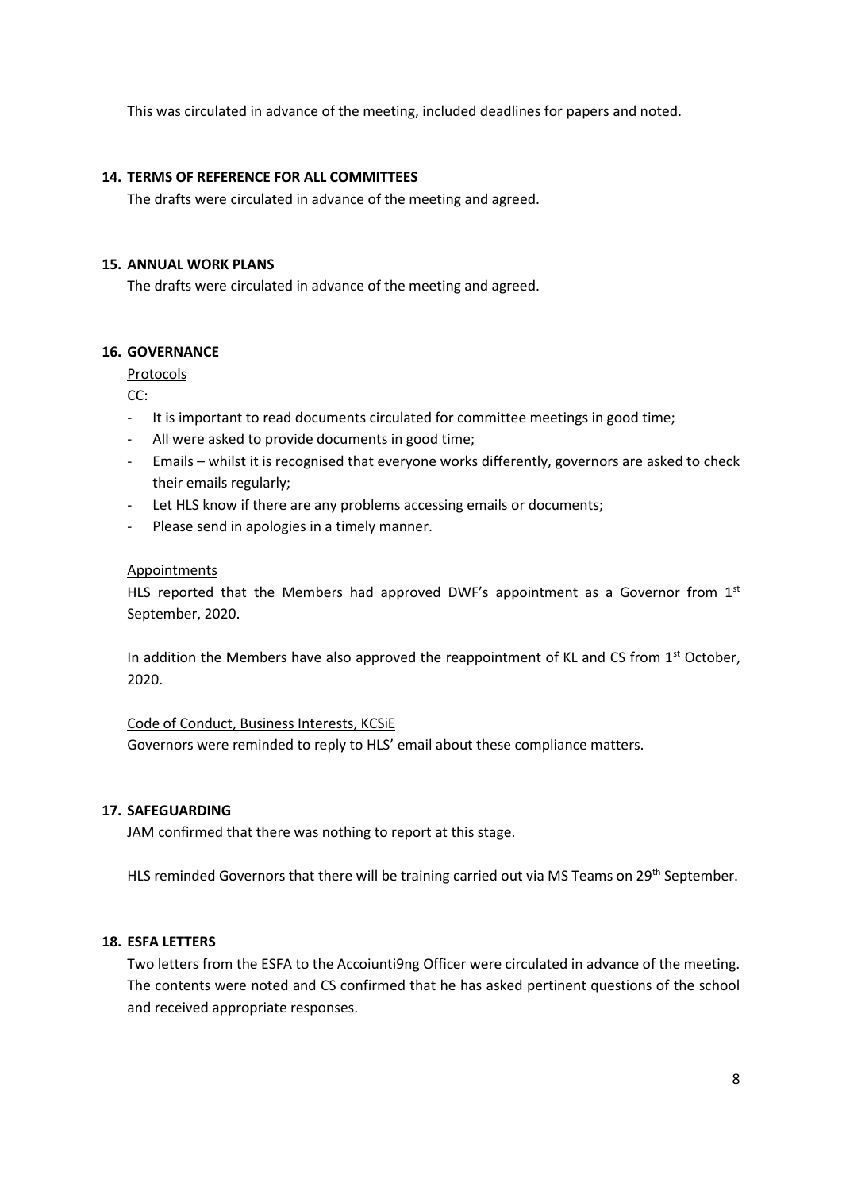This was circulated in advance of the meeting, included deadlines for papers and noted.

## 14. TERMS OF REFERENCE FOR ALL COMMITTEES

The drafts were circulated in advance of the meeting and agreed.

## 15. ANNUAL WORK PLANS

The drafts were circulated in advance of the meeting and agreed.

## 16. GOVERNANCE

Protocols

CC:

- It is important to read documents circulated for committee meetings in good time;
- All were asked to provide documents in good time;
- Emails – whilst it is recognised that everyone works differently, governors are asked to check their emails regularly;
- Let HLS know if there are any problems accessing emails or documents;
- Please send in apologies in a timely manner.

Appointments

HLS reported that the Members had approved DWF's appointment as a Governor from 1st September, 2020.

In addition the Members have also approved the reappointment of KL and CS from 1st October, 2020.

Code of Conduct, Business Interests, KCSiE

Governors were reminded to reply to HLS' email about these compliance matters.

## 17. SAFEGUARDING

JAM confirmed that there was nothing to report at this stage.

HLS reminded Governors that there will be training carried out via MS Teams on 29th September.

## 18. ESFA LETTERS

Two letters from the ESFA to the Accoiunti9ng Officer were circulated in advance of the meeting. The contents were noted and CS confirmed that he has asked pertinent questions of the school and received appropriate responses.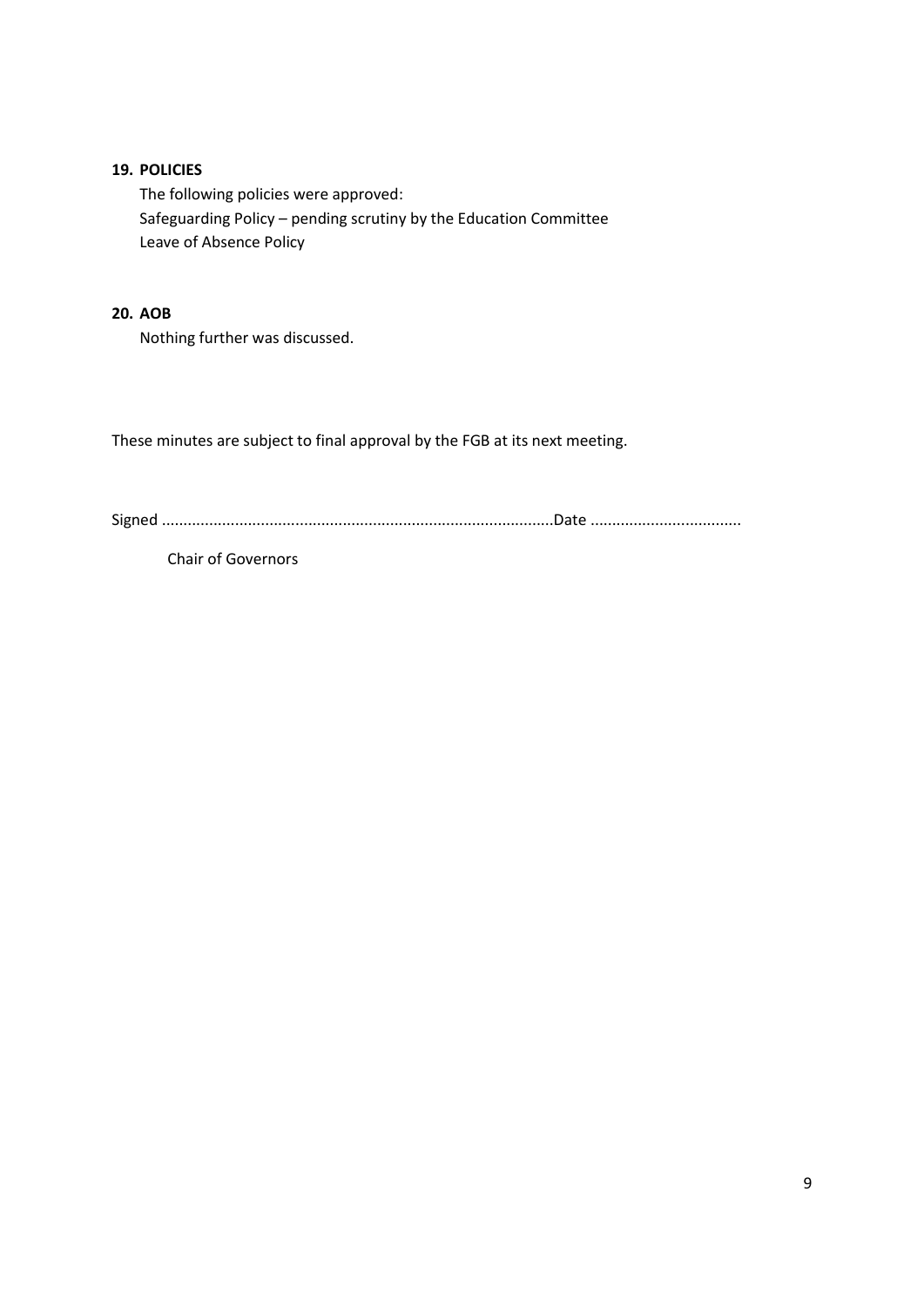## 19. POLICIES

The following policies were approved:
Safeguarding Policy – pending scrutiny by the Education Committee
Leave of Absence Policy

## 20. AOB

Nothing further was discussed.

These minutes are subject to final approval by the FGB at its next meeting.

Signed ..........................................................................................Date ...................................

Chair of Governors